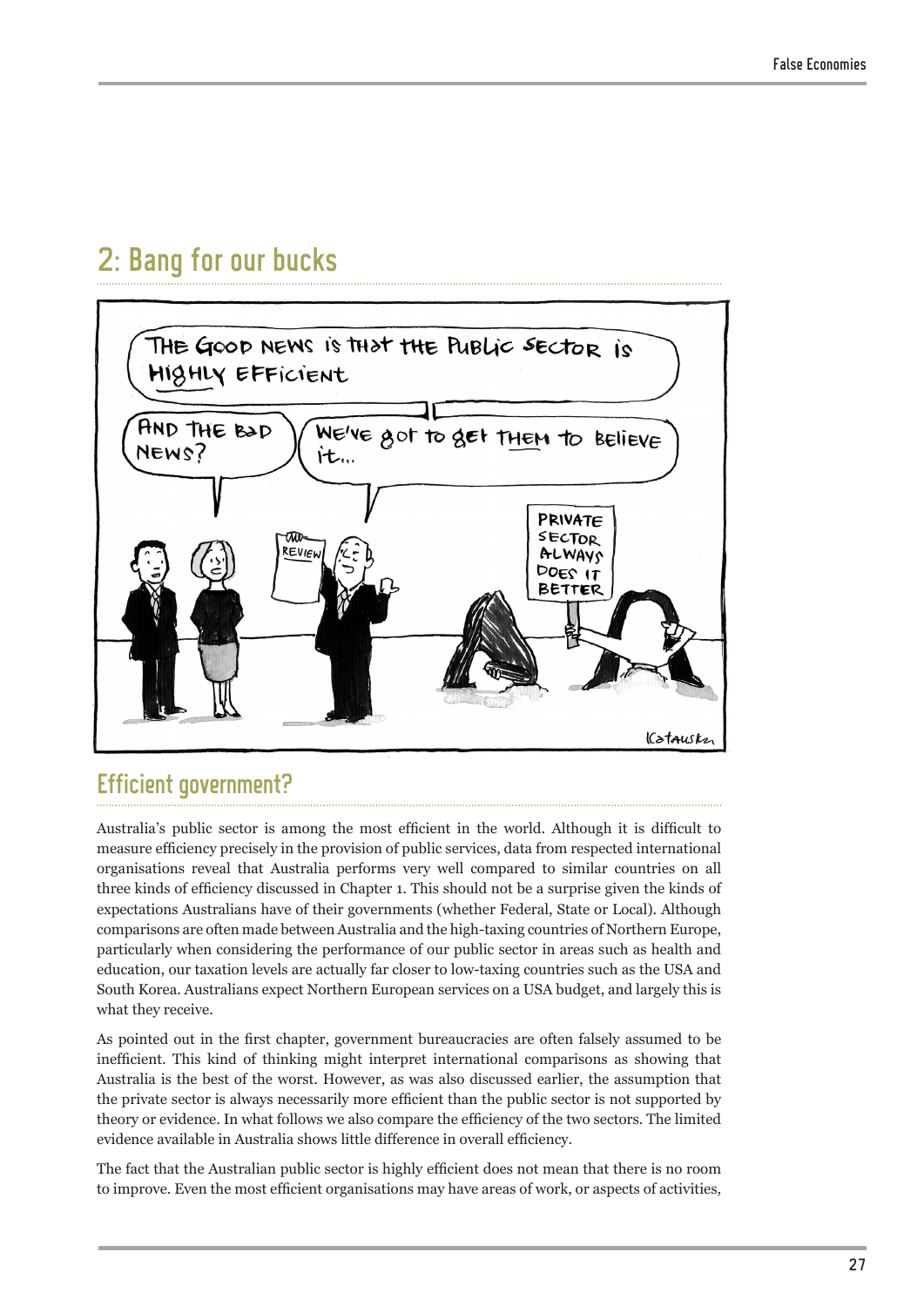## 2: Bang for our bucks

### Efficient government?

Australia's public sector is among the most efficient in the world. Although it is difficult to measure efficiency precisely in the provision of public services, data from respected international organisations reveal that Australia performs very well compared to similar countries on all three kinds of efficiency discussed in Chapter 1. This should not be a surprise given the kinds of expectations Australians have of their governments (whether Federal, State or Local). Although comparisons are often made between Australia and the high-taxing countries of Northern Europe, particularly when considering the performance of our public sector in areas such as health and education, our taxation levels are actually far closer to low-taxing countries such as the USA and South Korea. Australians expect Northern European services on a USA budget, and largely this is what they receive.

As pointed out in the first chapter, government bureaucracies are often falsely assumed to be inefficient. This kind of thinking might interpret international comparisons as showing that Australia is the best of the worst. However, as was also discussed earlier, the assumption that the private sector is always necessarily more efficient than the public sector is not supported by theory or evidence. In what follows we also compare the efficiency of the two sectors. The limited evidence available in Australia shows little difference in overall efficiency.

The fact that the Australian public sector is highly efficient does not mean that there is no room to improve. Even the most efficient organisations may have areas of work, or aspects of activities,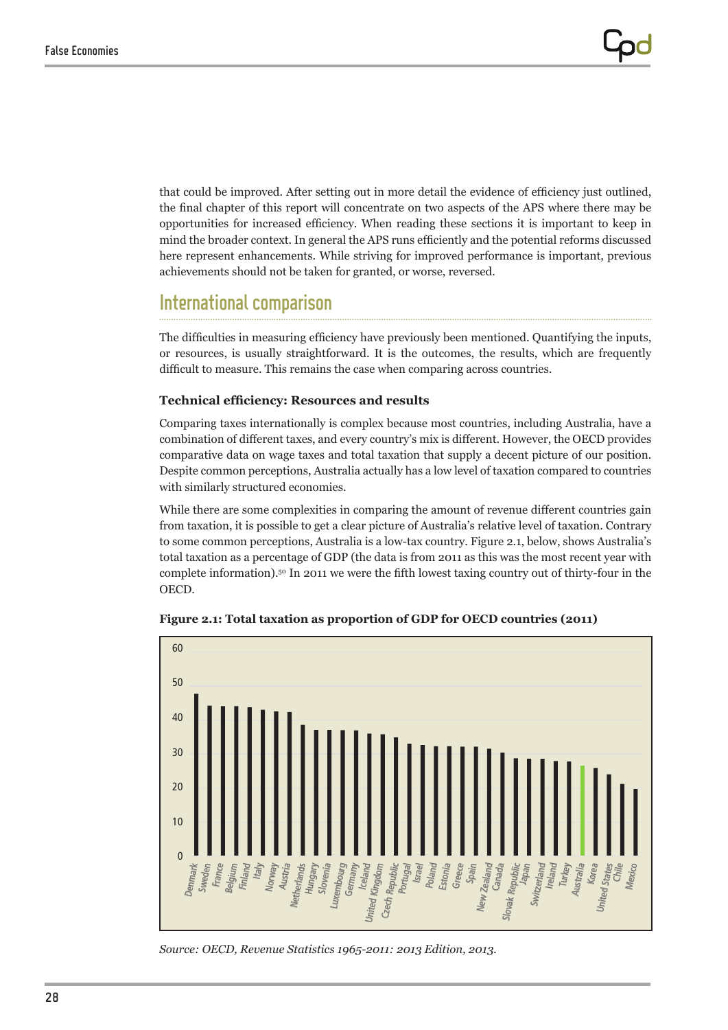that could be improved. After setting out in more detail the evidence of efficiency just outlined, the final chapter of this report will concentrate on two aspects of the APS where there may be opportunities for increased efficiency. When reading these sections it is important to keep in mind the broader context. In general the APS runs efficiently and the potential reforms discussed here represent enhancements. While striving for improved performance is important, previous achievements should not be taken for granted, or worse, reversed.

## International comparison

The difficulties in measuring efficiency have previously been mentioned. Quantifying the inputs, or resources, is usually straightforward. It is the outcomes, the results, which are frequently difficult to measure. This remains the case when comparing across countries.

### Technical efficiency: Resources and results

Comparing taxes internationally is complex because most countries, including Australia, have a combination of different taxes, and every country's mix is different. However, the OECD provides comparative data on wage taxes and total taxation that supply a decent picture of our position. Despite common perceptions, Australia actually has a low level of taxation compared to countries with similarly structured economies.

While there are some complexities in comparing the amount of revenue different countries gain from taxation, it is possible to get a clear picture of Australia's relative level of taxation. Contrary to some common perceptions, Australia is a low-tax country. Figure 2.1, below, shows Australia's total taxation as a percentage of GDP (the data is from 2011 as this was the most recent year with complete information).[50] In 2011 we were the fifth lowest taxing country out of thirty-four in the OECD.

**Figure 2.1: Total taxation as proportion of GDP for OECD countries (2011)**

*Source: OECD, Revenue Statistics 1965-2011: 2013 Edition, 2013.*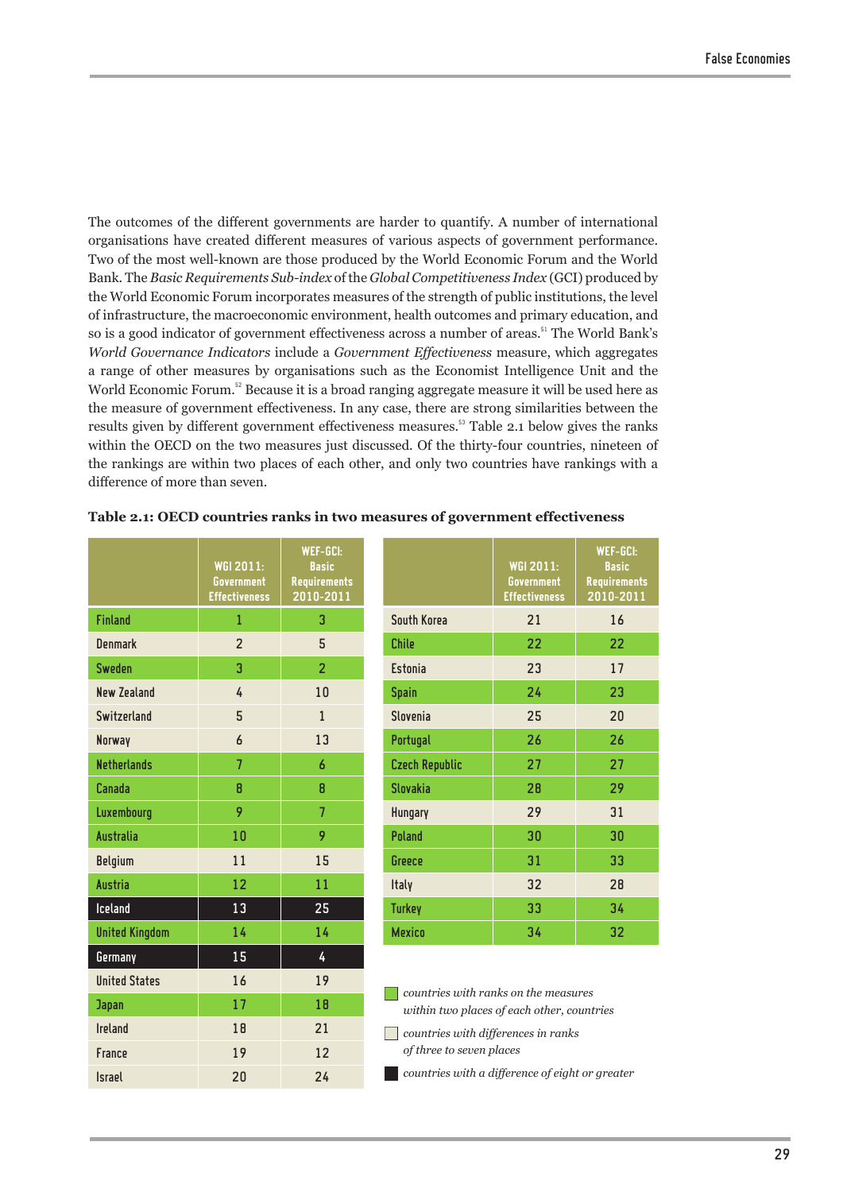The outcomes of the different governments are harder to quantify. A number of international organisations have created different measures of various aspects of government performance. Two of the most well-known are those produced by the World Economic Forum and the World Bank. The *Basic Requirements Sub-index* of the *Global Competitiveness Index* (GCI) produced by the World Economic Forum incorporates measures of the strength of public institutions, the level of infrastructure, the macroeconomic environment, health outcomes and primary education, and so is a good indicator of government effectiveness across a number of areas.[51] The World Bank's *World Governance Indicators* include a *Government Effectiveness* measure, which aggregates a range of other measures by organisations such as the Economist Intelligence Unit and the World Economic Forum.[52] Because it is a broad ranging aggregate measure it will be used here as the measure of government effectiveness. In any case, there are strong similarities between the results given by different government effectiveness measures.[53] Table 2.1 below gives the ranks within the OECD on the two measures just discussed. Of the thirty-four countries, nineteen of the rankings are within two places of each other, and only two countries have rankings with a difference of more than seven.

**Table 2.1: OECD countries ranks in two measures of government effectiveness**

| | WGI 2011: Government Effectiveness | WEF-GCI: Basic Requirements 2010-2011 |
|---|---|---|
| Finland | 1 | 3 |
| Denmark | 2 | 5 |
| Sweden | 3 | 2 |
| New Zealand | 4 | 10 |
| Switzerland | 5 | 1 |
| Norway | 6 | 13 |
| Netherlands | 7 | 6 |
| Canada | 8 | 8 |
| Luxembourg | 9 | 7 |
| Australia | 10 | 9 |
| Belgium | 11 | 15 |
| Austria | 12 | 11 |
| Iceland | 13 | 25 |
| United Kingdom | 14 | 14 |
| Germany | 15 | 4 |
| United States | 16 | 19 |
| Japan | 17 | 18 |
| Ireland | 18 | 21 |
| France | 19 | 12 |
| Israel | 20 | 24 |
| South Korea | 21 | 16 |
| Chile | 22 | 22 |
| Estonia | 23 | 17 |
| Spain | 24 | 23 |
| Slovenia | 25 | 20 |
| Portugal | 26 | 26 |
| Czech Republic | 27 | 27 |
| Slovakia | 28 | 29 |
| Hungary | 29 | 31 |
| Poland | 30 | 30 |
| Greece | 31 | 33 |
| Italy | 32 | 28 |
| Turkey | 33 | 34 |
| Mexico | 34 | 32 |

*countries with ranks on the measures within two places of each other, countries*

*countries with differences in ranks of three to seven places*

*countries with a difference of eight or greater*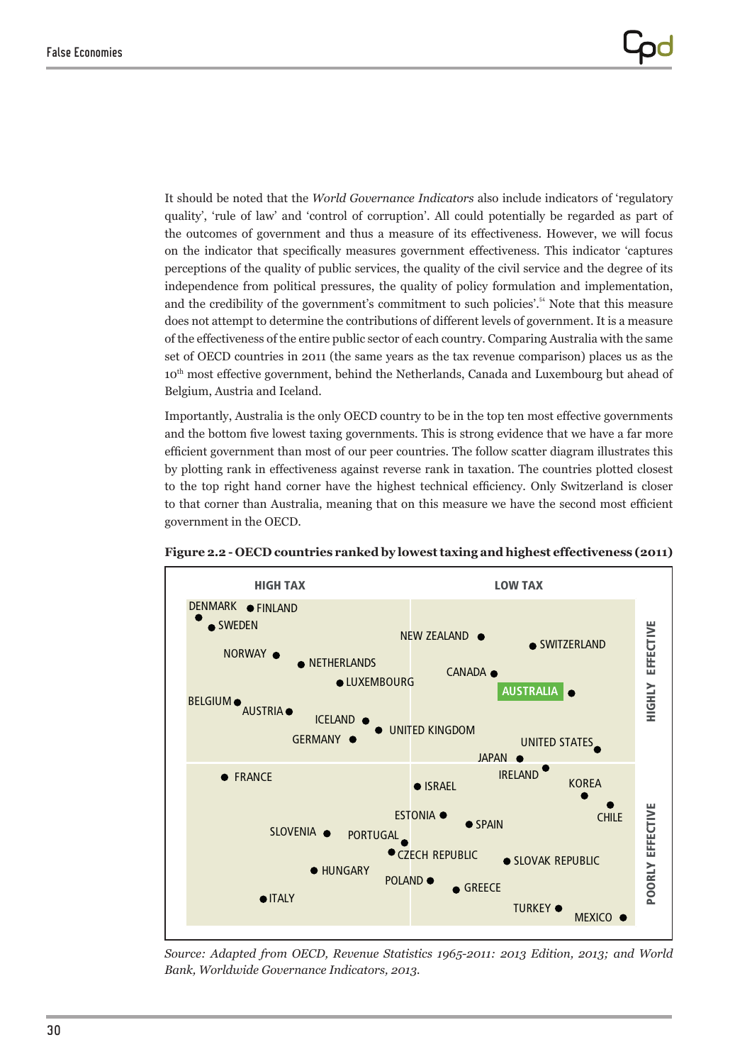It should be noted that the *World Governance Indicators* also include indicators of 'regulatory quality', 'rule of law' and 'control of corruption'. All could potentially be regarded as part of the outcomes of government and thus a measure of its effectiveness. However, we will focus on the indicator that specifically measures government effectiveness. This indicator 'captures perceptions of the quality of public services, the quality of the civil service and the degree of its independence from political pressures, the quality of policy formulation and implementation, and the credibility of the government's commitment to such policies'.[54] Note that this measure does not attempt to determine the contributions of different levels of government. It is a measure of the effectiveness of the entire public sector of each country. Comparing Australia with the same set of OECD countries in 2011 (the same years as the tax revenue comparison) places us as the 10th most effective government, behind the Netherlands, Canada and Luxembourg but ahead of Belgium, Austria and Iceland.

Importantly, Australia is the only OECD country to be in the top ten most effective governments and the bottom five lowest taxing governments. This is strong evidence that we have a far more efficient government than most of our peer countries. The follow scatter diagram illustrates this by plotting rank in effectiveness against reverse rank in taxation. The countries plotted closest to the top right hand corner have the highest technical efficiency. Only Switzerland is closer to that corner than Australia, meaning that on this measure we have the second most efficient government in the OECD.

**Figure 2.2 - OECD countries ranked by lowest taxing and highest effectiveness (2011)**

*Source: Adapted from OECD, Revenue Statistics 1965-2011: 2013 Edition, 2013; and World Bank, Worldwide Governance Indicators, 2013.*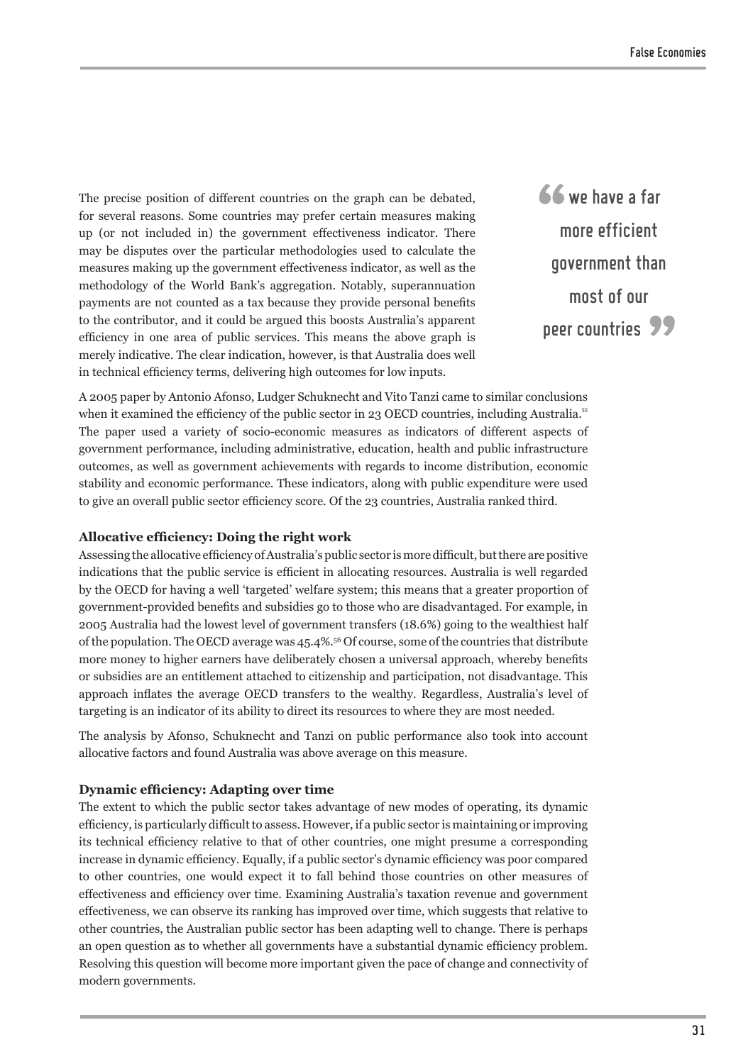The precise position of different countries on the graph can be debated, for several reasons. Some countries may prefer certain measures making up (or not included in) the government effectiveness indicator. There may be disputes over the particular methodologies used to calculate the measures making up the government effectiveness indicator, as well as the methodology of the World Bank's aggregation. Notably, superannuation payments are not counted as a tax because they provide personal benefits to the contributor, and it could be argued this boosts Australia's apparent efficiency in one area of public services. This means the above graph is merely indicative. The clear indication, however, is that Australia does well in technical efficiency terms, delivering high outcomes for low inputs.

> "we have a far more efficient government than most of our peer countries"

A 2005 paper by Antonio Afonso, Ludger Schuknecht and Vito Tanzi came to similar conclusions when it examined the efficiency of the public sector in 23 OECD countries, including Australia.[55] The paper used a variety of socio-economic measures as indicators of different aspects of government performance, including administrative, education, health and public infrastructure outcomes, as well as government achievements with regards to income distribution, economic stability and economic performance. These indicators, along with public expenditure were used to give an overall public sector efficiency score. Of the 23 countries, Australia ranked third.

**Allocative efficiency: Doing the right work**

Assessing the allocative efficiency of Australia's public sector is more difficult, but there are positive indications that the public service is efficient in allocating resources. Australia is well regarded by the OECD for having a well 'targeted' welfare system; this means that a greater proportion of government-provided benefits and subsidies go to those who are disadvantaged. For example, in 2005 Australia had the lowest level of government transfers (18.6%) going to the wealthiest half of the population. The OECD average was 45.4%.[56] Of course, some of the countries that distribute more money to higher earners have deliberately chosen a universal approach, whereby benefits or subsidies are an entitlement attached to citizenship and participation, not disadvantage. This approach inflates the average OECD transfers to the wealthy. Regardless, Australia's level of targeting is an indicator of its ability to direct its resources to where they are most needed.

The analysis by Afonso, Schuknecht and Tanzi on public performance also took into account allocative factors and found Australia was above average on this measure.

**Dynamic efficiency: Adapting over time**

The extent to which the public sector takes advantage of new modes of operating, its dynamic efficiency, is particularly difficult to assess. However, if a public sector is maintaining or improving its technical efficiency relative to that of other countries, one might presume a corresponding increase in dynamic efficiency. Equally, if a public sector's dynamic efficiency was poor compared to other countries, one would expect it to fall behind those countries on other measures of effectiveness and efficiency over time. Examining Australia's taxation revenue and government effectiveness, we can observe its ranking has improved over time, which suggests that relative to other countries, the Australian public sector has been adapting well to change. There is perhaps an open question as to whether all governments have a substantial dynamic efficiency problem. Resolving this question will become more important given the pace of change and connectivity of modern governments.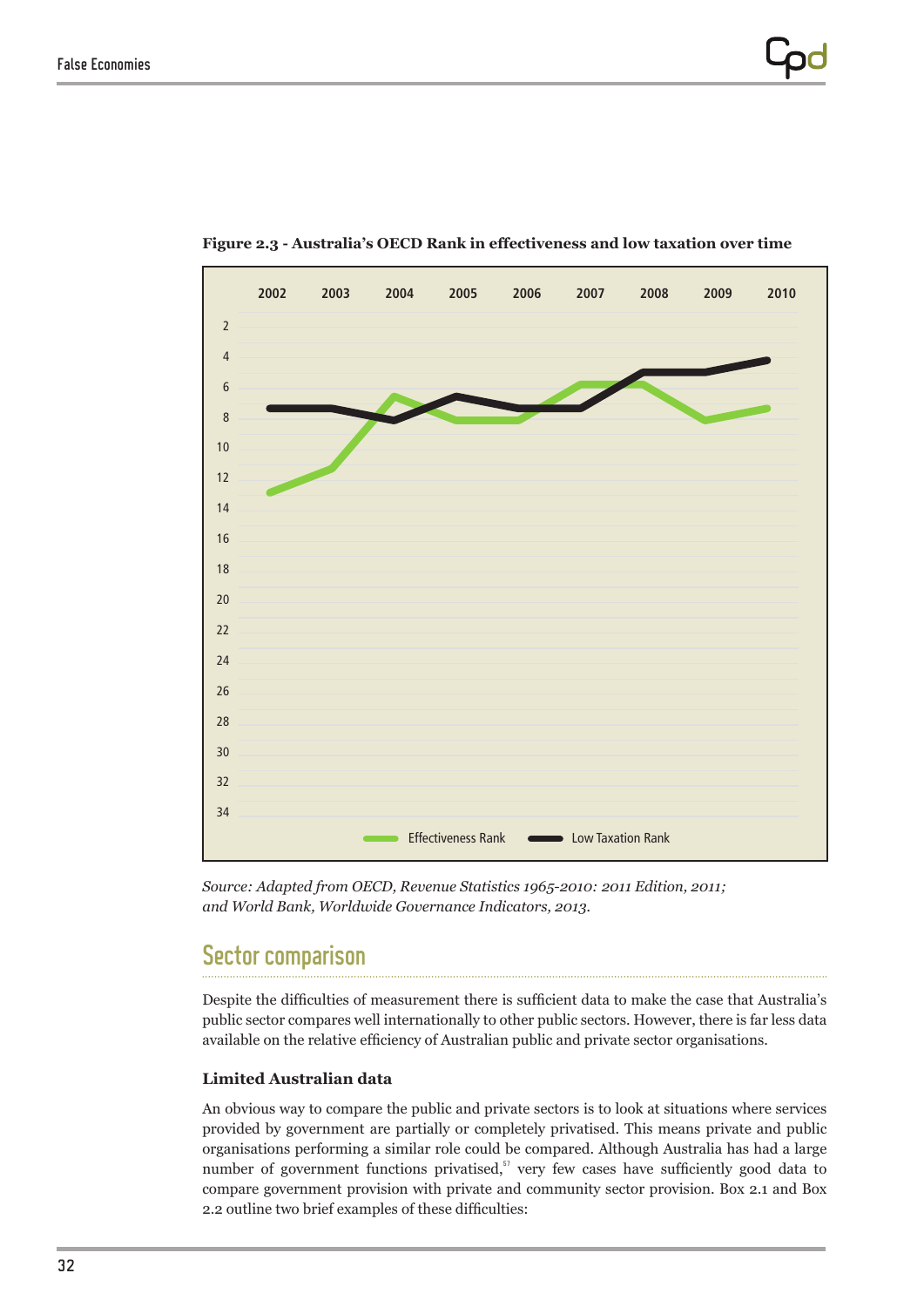**Figure 2.3 - Australia's OECD Rank in effectiveness and low taxation over time**

*Source: Adapted from OECD, Revenue Statistics 1965-2010: 2011 Edition, 2011; and World Bank, Worldwide Governance Indicators, 2013.*

## Sector comparison

Despite the difficulties of measurement there is sufficient data to make the case that Australia's public sector compares well internationally to other public sectors. However, there is far less data available on the relative efficiency of Australian public and private sector organisations.

### Limited Australian data

An obvious way to compare the public and private sectors is to look at situations where services provided by government are partially or completely privatised. This means private and public organisations performing a similar role could be compared. Although Australia has had a large number of government functions privatised,[57] very few cases have sufficiently good data to compare government provision with private and community sector provision. Box 2.1 and Box 2.2 outline two brief examples of these difficulties: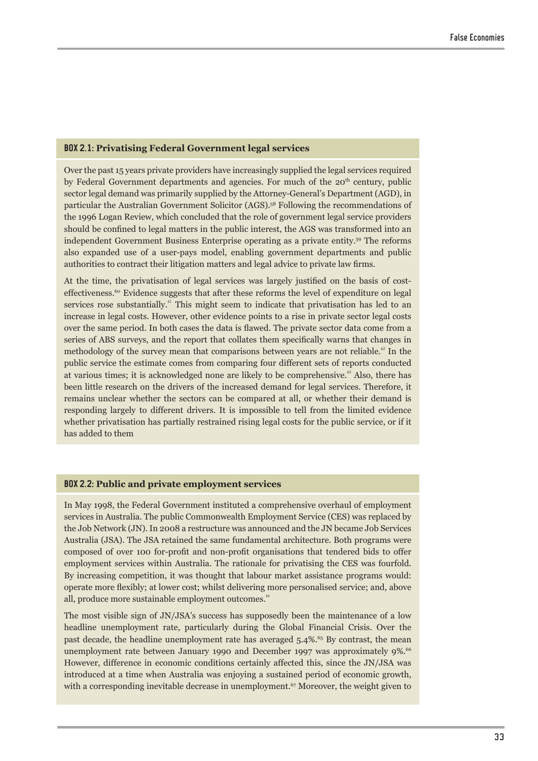### BOX 2.1: Privatising Federal Government legal services

Over the past 15 years private providers have increasingly supplied the legal services required by Federal Government departments and agencies. For much of the 20th century, public sector legal demand was primarily supplied by the Attorney-General's Department (AGD), in particular the Australian Government Solicitor (AGS).[58] Following the recommendations of the 1996 Logan Review, which concluded that the role of government legal service providers should be confined to legal matters in the public interest, the AGS was transformed into an independent Government Business Enterprise operating as a private entity.[59] The reforms also expanded use of a user-pays model, enabling government departments and public authorities to contract their litigation matters and legal advice to private law firms.

At the time, the privatisation of legal services was largely justified on the basis of cost-effectiveness.[60] Evidence suggests that after these reforms the level of expenditure on legal services rose substantially.[61] This might seem to indicate that privatisation has led to an increase in legal costs. However, other evidence points to a rise in private sector legal costs over the same period. In both cases the data is flawed. The private sector data come from a series of ABS surveys, and the report that collates them specifically warns that changes in methodology of the survey mean that comparisons between years are not reliable.[62] In the public service the estimate comes from comparing four different sets of reports conducted at various times; it is acknowledged none are likely to be comprehensive.[63] Also, there has been little research on the drivers of the increased demand for legal services. Therefore, it remains unclear whether the sectors can be compared at all, or whether their demand is responding largely to different drivers. It is impossible to tell from the limited evidence whether privatisation has partially restrained rising legal costs for the public service, or if it has added to them

### BOX 2.2: Public and private employment services

In May 1998, the Federal Government instituted a comprehensive overhaul of employment services in Australia. The public Commonwealth Employment Service (CES) was replaced by the Job Network (JN). In 2008 a restructure was announced and the JN became Job Services Australia (JSA). The JSA retained the same fundamental architecture. Both programs were composed of over 100 for-profit and non-profit organisations that tendered bids to offer employment services within Australia. The rationale for privatising the CES was fourfold. By increasing competition, it was thought that labour market assistance programs would: operate more flexibly; at lower cost; whilst delivering more personalised service; and, above all, produce more sustainable employment outcomes.[64]

The most visible sign of JN/JSA's success has supposedly been the maintenance of a low headline unemployment rate, particularly during the Global Financial Crisis. Over the past decade, the headline unemployment rate has averaged 5.4%.[65] By contrast, the mean unemployment rate between January 1990 and December 1997 was approximately 9%.[66] However, difference in economic conditions certainly affected this, since the JN/JSA was introduced at a time when Australia was enjoying a sustained period of economic growth, with a corresponding inevitable decrease in unemployment.[67] Moreover, the weight given to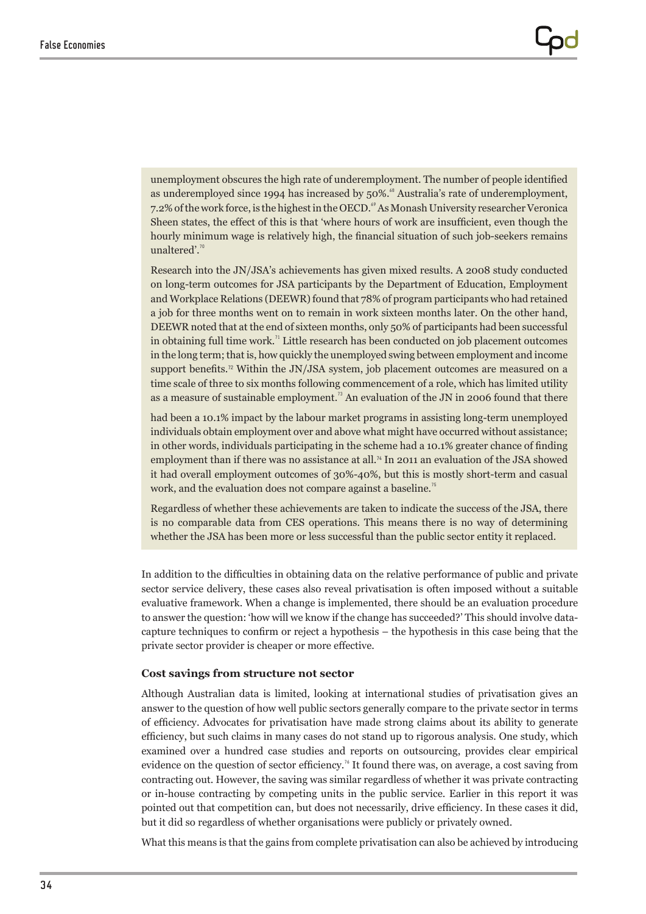unemployment obscures the high rate of underemployment. The number of people identified as underemployed since 1994 has increased by 50%.[68] Australia's rate of underemployment, 7.2% of the work force, is the highest in the OECD.[69] As Monash University researcher Veronica Sheen states, the effect of this is that 'where hours of work are insufficient, even though the hourly minimum wage is relatively high, the financial situation of such job-seekers remains unaltered'.[70]

Research into the JN/JSA's achievements has given mixed results. A 2008 study conducted on long-term outcomes for JSA participants by the Department of Education, Employment and Workplace Relations (DEEWR) found that 78% of program participants who had retained a job for three months went on to remain in work sixteen months later. On the other hand, DEEWR noted that at the end of sixteen months, only 50% of participants had been successful in obtaining full time work.[71] Little research has been conducted on job placement outcomes in the long term; that is, how quickly the unemployed swing between employment and income support benefits.[72] Within the JN/JSA system, job placement outcomes are measured on a time scale of three to six months following commencement of a role, which has limited utility as a measure of sustainable employment.[73] An evaluation of the JN in 2006 found that there had been a 10.1% impact by the labour market programs in assisting long-term unemployed individuals obtain employment over and above what might have occurred without assistance; in other words, individuals participating in the scheme had a 10.1% greater chance of finding employment than if there was no assistance at all.[74] In 2011 an evaluation of the JSA showed it had overall employment outcomes of 30%-40%, but this is mostly short-term and casual work, and the evaluation does not compare against a baseline.[75]

Regardless of whether these achievements are taken to indicate the success of the JSA, there is no comparable data from CES operations. This means there is no way of determining whether the JSA has been more or less successful than the public sector entity it replaced.

In addition to the difficulties in obtaining data on the relative performance of public and private sector service delivery, these cases also reveal privatisation is often imposed without a suitable evaluative framework. When a change is implemented, there should be an evaluation procedure to answer the question: 'how will we know if the change has succeeded?' This should involve data-capture techniques to confirm or reject a hypothesis – the hypothesis in this case being that the private sector provider is cheaper or more effective.

### Cost savings from structure not sector

Although Australian data is limited, looking at international studies of privatisation gives an answer to the question of how well public sectors generally compare to the private sector in terms of efficiency. Advocates for privatisation have made strong claims about its ability to generate efficiency, but such claims in many cases do not stand up to rigorous analysis. One study, which examined over a hundred case studies and reports on outsourcing, provides clear empirical evidence on the question of sector efficiency.[76] It found there was, on average, a cost saving from contracting out. However, the saving was similar regardless of whether it was private contracting or in-house contracting by competing units in the public service. Earlier in this report it was pointed out that competition can, but does not necessarily, drive efficiency. In these cases it did, but it did so regardless of whether organisations were publicly or privately owned.

What this means is that the gains from complete privatisation can also be achieved by introducing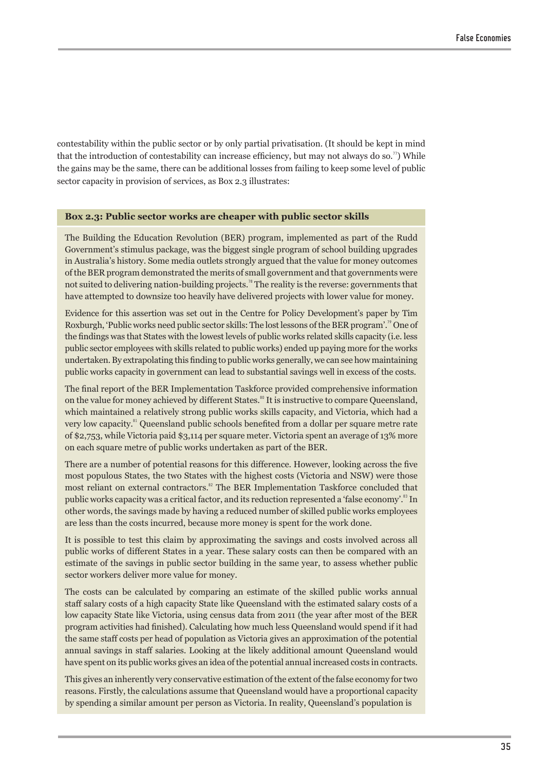contestability within the public sector or by only partial privatisation. (It should be kept in mind that the introduction of contestability can increase efficiency, but may not always do so.[77]) While the gains may be the same, there can be additional losses from failing to keep some level of public sector capacity in provision of services, as Box 2.3 illustrates:

**Box 2.3: Public sector works are cheaper with public sector skills**

The Building the Education Revolution (BER) program, implemented as part of the Rudd Government's stimulus package, was the biggest single program of school building upgrades in Australia's history. Some media outlets strongly argued that the value for money outcomes of the BER program demonstrated the merits of small government and that governments were not suited to delivering nation-building projects.[78] The reality is the reverse: governments that have attempted to downsize too heavily have delivered projects with lower value for money.

Evidence for this assertion was set out in the Centre for Policy Development's paper by Tim Roxburgh, 'Public works need public sector skills: The lost lessons of the BER program'.[79] One of the findings was that States with the lowest levels of public works related skills capacity (i.e. less public sector employees with skills related to public works) ended up paying more for the works undertaken. By extrapolating this finding to public works generally, we can see how maintaining public works capacity in government can lead to substantial savings well in excess of the costs.

The final report of the BER Implementation Taskforce provided comprehensive information on the value for money achieved by different States.[80] It is instructive to compare Queensland, which maintained a relatively strong public works skills capacity, and Victoria, which had a very low capacity.[81] Queensland public schools benefited from a dollar per square metre rate of $2,753, while Victoria paid $3,114 per square meter. Victoria spent an average of 13% more on each square metre of public works undertaken as part of the BER.

There are a number of potential reasons for this difference. However, looking across the five most populous States, the two States with the highest costs (Victoria and NSW) were those most reliant on external contractors.[82] The BER Implementation Taskforce concluded that public works capacity was a critical factor, and its reduction represented a 'false economy'.[83] In other words, the savings made by having a reduced number of skilled public works employees are less than the costs incurred, because more money is spent for the work done.

It is possible to test this claim by approximating the savings and costs involved across all public works of different States in a year. These salary costs can then be compared with an estimate of the savings in public sector building in the same year, to assess whether public sector workers deliver more value for money.

The costs can be calculated by comparing an estimate of the skilled public works annual staff salary costs of a high capacity State like Queensland with the estimated salary costs of a low capacity State like Victoria, using census data from 2011 (the year after most of the BER program activities had finished). Calculating how much less Queensland would spend if it had the same staff costs per head of population as Victoria gives an approximation of the potential annual savings in staff salaries. Looking at the likely additional amount Queensland would have spent on its public works gives an idea of the potential annual increased costs in contracts.

This gives an inherently very conservative estimation of the extent of the false economy for two reasons. Firstly, the calculations assume that Queensland would have a proportional capacity by spending a similar amount per person as Victoria. In reality, Queensland's population is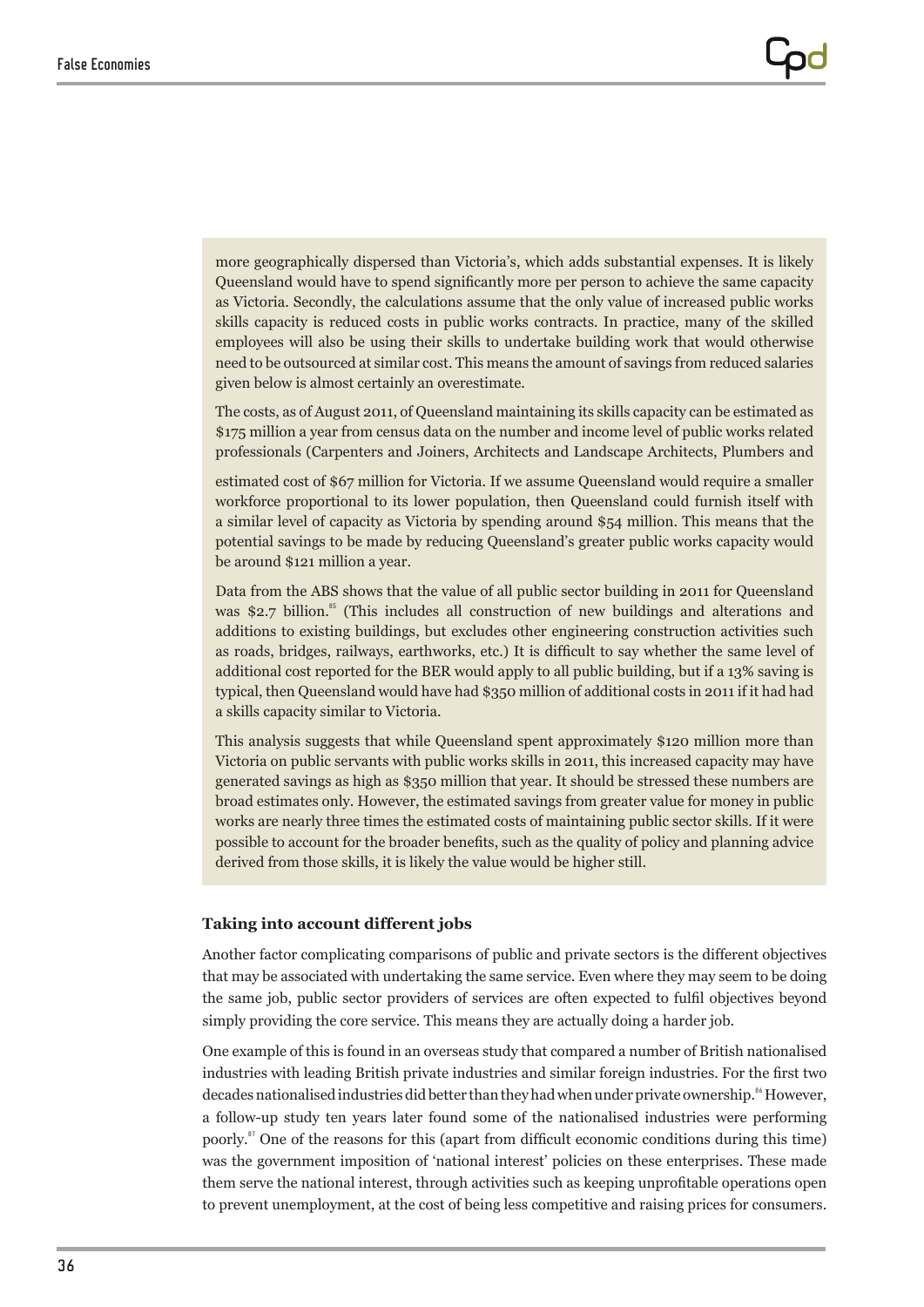more geographically dispersed than Victoria's, which adds substantial expenses. It is likely Queensland would have to spend significantly more per person to achieve the same capacity as Victoria. Secondly, the calculations assume that the only value of increased public works skills capacity is reduced costs in public works contracts. In practice, many of the skilled employees will also be using their skills to undertake building work that would otherwise need to be outsourced at similar cost. This means the amount of savings from reduced salaries given below is almost certainly an overestimate.

The costs, as of August 2011, of Queensland maintaining its skills capacity can be estimated as $175 million a year from census data on the number and income level of public works related professionals (Carpenters and Joiners, Architects and Landscape Architects, Plumbers and

estimated cost of $67 million for Victoria. If we assume Queensland would require a smaller workforce proportional to its lower population, then Queensland could furnish itself with a similar level of capacity as Victoria by spending around $54 million. This means that the potential savings to be made by reducing Queensland's greater public works capacity would be around $121 million a year.

Data from the ABS shows that the value of all public sector building in 2011 for Queensland was $2.7 billion.[85] (This includes all construction of new buildings and alterations and additions to existing buildings, but excludes other engineering construction activities such as roads, bridges, railways, earthworks, etc.) It is difficult to say whether the same level of additional cost reported for the BER would apply to all public building, but if a 13% saving is typical, then Queensland would have had $350 million of additional costs in 2011 if it had had a skills capacity similar to Victoria.

This analysis suggests that while Queensland spent approximately $120 million more than Victoria on public servants with public works skills in 2011, this increased capacity may have generated savings as high as $350 million that year. It should be stressed these numbers are broad estimates only. However, the estimated savings from greater value for money in public works are nearly three times the estimated costs of maintaining public sector skills. If it were possible to account for the broader benefits, such as the quality of policy and planning advice derived from those skills, it is likely the value would be higher still.

### Taking into account different jobs

Another factor complicating comparisons of public and private sectors is the different objectives that may be associated with undertaking the same service. Even where they may seem to be doing the same job, public sector providers of services are often expected to fulfil objectives beyond simply providing the core service. This means they are actually doing a harder job.

One example of this is found in an overseas study that compared a number of British nationalised industries with leading British private industries and similar foreign industries. For the first two decades nationalised industries did better than they had when under private ownership.[86] However, a follow-up study ten years later found some of the nationalised industries were performing poorly.[87] One of the reasons for this (apart from difficult economic conditions during this time) was the government imposition of 'national interest' policies on these enterprises. These made them serve the national interest, through activities such as keeping unprofitable operations open to prevent unemployment, at the cost of being less competitive and raising prices for consumers.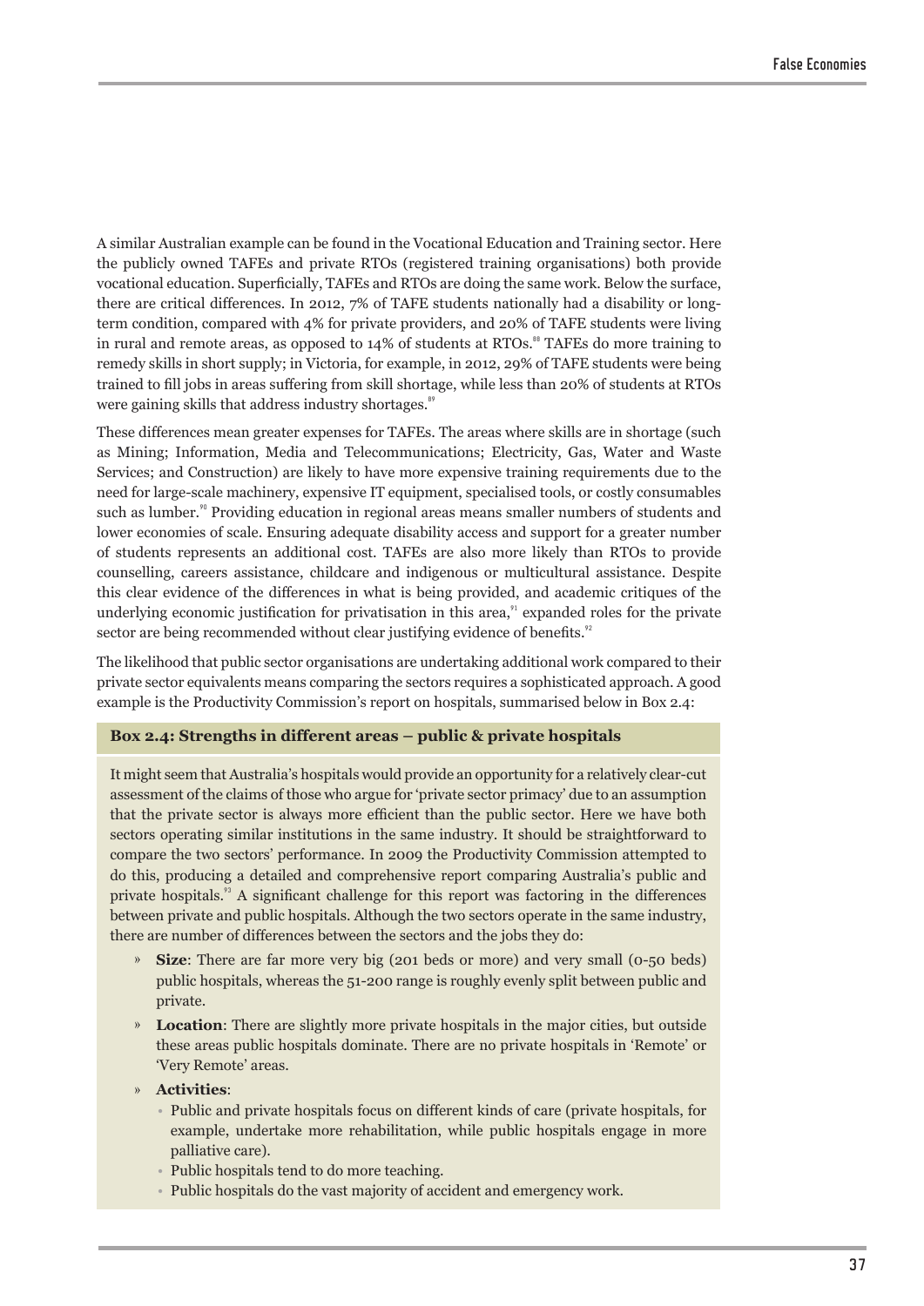A similar Australian example can be found in the Vocational Education and Training sector. Here the publicly owned TAFEs and private RTOs (registered training organisations) both provide vocational education. Superficially, TAFEs and RTOs are doing the same work. Below the surface, there are critical differences. In 2012, 7% of TAFE students nationally had a disability or long-term condition, compared with 4% for private providers, and 20% of TAFE students were living in rural and remote areas, as opposed to 14% of students at RTOs.[88] TAFEs do more training to remedy skills in short supply; in Victoria, for example, in 2012, 29% of TAFE students were being trained to fill jobs in areas suffering from skill shortage, while less than 20% of students at RTOs were gaining skills that address industry shortages.[89]

These differences mean greater expenses for TAFEs. The areas where skills are in shortage (such as Mining; Information, Media and Telecommunications; Electricity, Gas, Water and Waste Services; and Construction) are likely to have more expensive training requirements due to the need for large-scale machinery, expensive IT equipment, specialised tools, or costly consumables such as lumber.[90] Providing education in regional areas means smaller numbers of students and lower economies of scale. Ensuring adequate disability access and support for a greater number of students represents an additional cost. TAFEs are also more likely than RTOs to provide counselling, careers assistance, childcare and indigenous or multicultural assistance. Despite this clear evidence of the differences in what is being provided, and academic critiques of the underlying economic justification for privatisation in this area,[91] expanded roles for the private sector are being recommended without clear justifying evidence of benefits.[92]

The likelihood that public sector organisations are undertaking additional work compared to their private sector equivalents means comparing the sectors requires a sophisticated approach. A good example is the Productivity Commission's report on hospitals, summarised below in Box 2.4:

**Box 2.4: Strengths in different areas – public & private hospitals**

It might seem that Australia's hospitals would provide an opportunity for a relatively clear-cut assessment of the claims of those who argue for 'private sector primacy' due to an assumption that the private sector is always more efficient than the public sector. Here we have both sectors operating similar institutions in the same industry. It should be straightforward to compare the two sectors' performance. In 2009 the Productivity Commission attempted to do this, producing a detailed and comprehensive report comparing Australia's public and private hospitals.[93] A significant challenge for this report was factoring in the differences between private and public hospitals. Although the two sectors operate in the same industry, there are number of differences between the sectors and the jobs they do:

- **Size**: There are far more very big (201 beds or more) and very small (0-50 beds) public hospitals, whereas the 51-200 range is roughly evenly split between public and private.
- **Location**: There are slightly more private hospitals in the major cities, but outside these areas public hospitals dominate. There are no private hospitals in 'Remote' or 'Very Remote' areas.
- **Activities**:
  - Public and private hospitals focus on different kinds of care (private hospitals, for example, undertake more rehabilitation, while public hospitals engage in more palliative care).
  - Public hospitals tend to do more teaching.
  - Public hospitals do the vast majority of accident and emergency work.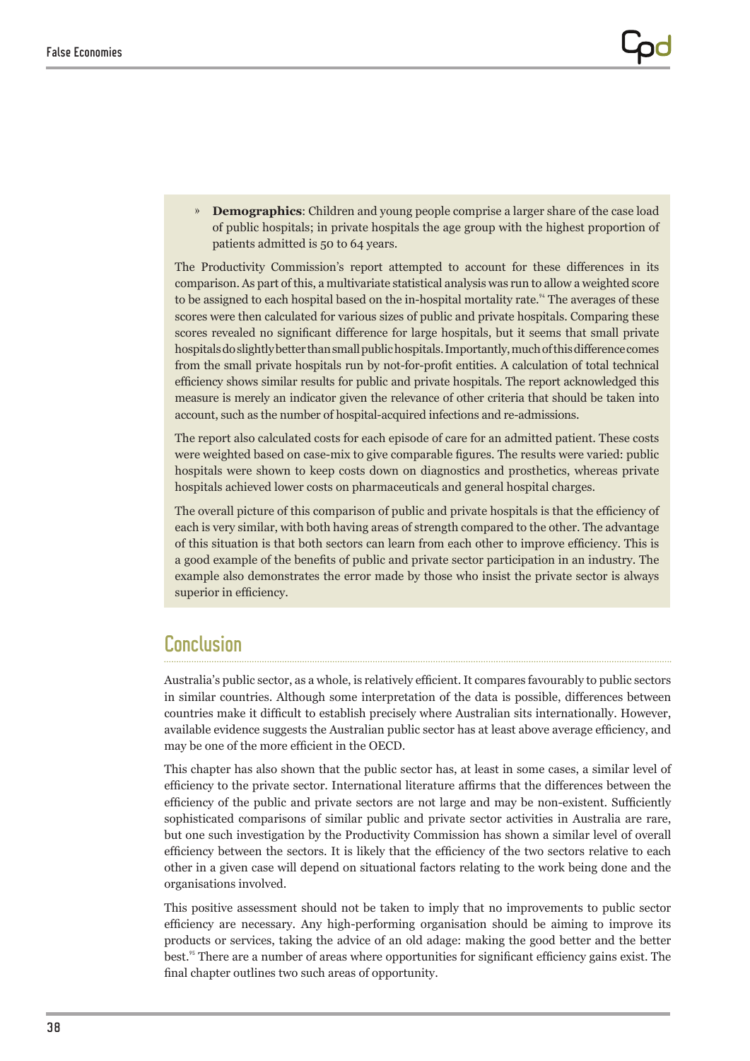- **Demographics**: Children and young people comprise a larger share of the case load of public hospitals; in private hospitals the age group with the highest proportion of patients admitted is 50 to 64 years.

The Productivity Commission's report attempted to account for these differences in its comparison. As part of this, a multivariate statistical analysis was run to allow a weighted score to be assigned to each hospital based on the in-hospital mortality rate.[94] The averages of these scores were then calculated for various sizes of public and private hospitals. Comparing these scores revealed no significant difference for large hospitals, but it seems that small private hospitals do slightly better than small public hospitals. Importantly, much of this difference comes from the small private hospitals run by not-for-profit entities. A calculation of total technical efficiency shows similar results for public and private hospitals. The report acknowledged this measure is merely an indicator given the relevance of other criteria that should be taken into account, such as the number of hospital-acquired infections and re-admissions.

The report also calculated costs for each episode of care for an admitted patient. These costs were weighted based on case-mix to give comparable figures. The results were varied: public hospitals were shown to keep costs down on diagnostics and prosthetics, whereas private hospitals achieved lower costs on pharmaceuticals and general hospital charges.

The overall picture of this comparison of public and private hospitals is that the efficiency of each is very similar, with both having areas of strength compared to the other. The advantage of this situation is that both sectors can learn from each other to improve efficiency. This is a good example of the benefits of public and private sector participation in an industry. The example also demonstrates the error made by those who insist the private sector is always superior in efficiency.

## Conclusion

Australia's public sector, as a whole, is relatively efficient. It compares favourably to public sectors in similar countries. Although some interpretation of the data is possible, differences between countries make it difficult to establish precisely where Australian sits internationally. However, available evidence suggests the Australian public sector has at least above average efficiency, and may be one of the more efficient in the OECD.

This chapter has also shown that the public sector has, at least in some cases, a similar level of efficiency to the private sector. International literature affirms that the differences between the efficiency of the public and private sectors are not large and may be non-existent. Sufficiently sophisticated comparisons of similar public and private sector activities in Australia are rare, but one such investigation by the Productivity Commission has shown a similar level of overall efficiency between the sectors. It is likely that the efficiency of the two sectors relative to each other in a given case will depend on situational factors relating to the work being done and the organisations involved.

This positive assessment should not be taken to imply that no improvements to public sector efficiency are necessary. Any high-performing organisation should be aiming to improve its products or services, taking the advice of an old adage: making the good better and the better best.[95] There are a number of areas where opportunities for significant efficiency gains exist. The final chapter outlines two such areas of opportunity.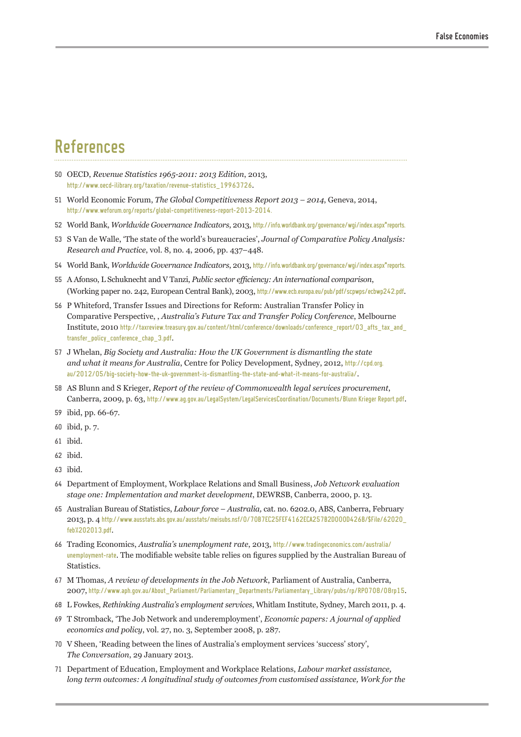## References

50 OECD, *Revenue Statistics 1965-2011: 2013 Edition*, 2013, http://www.oecd-ilibrary.org/taxation/revenue-statistics_19963726.

51 World Economic Forum, *The Global Competitiveness Report 2013 – 2014*, Geneva, 2014, http://www.weforum.org/reports/global-competitiveness-report-2013-2014.

52 World Bank, *Worldwide Governance Indicators*, 2013, http://info.worldbank.org/governance/wgi/index.aspx*reports.

53 S Van de Walle, 'The state of the world's bureaucracies', *Journal of Comparative Policy Analysis: Research and Practice*, vol. 8, no. 4, 2006, pp. 437–448.

54 World Bank, *Worldwide Governance Indicators*, 2013, http://info.worldbank.org/governance/wgi/index.aspx*reports.

55 A Afonso, L Schuknecht and V Tanzi, *Public sector efficiency: An international comparison*, (Working paper no. 242, European Central Bank), 2003, http://www.ecb.europa.eu/pub/pdf/scpwps/ecbwp242.pdf.

56 P Whiteford, Transfer Issues and Directions for Reform: Australian Transfer Policy in Comparative Perspective, , *Australia's Future Tax and Transfer Policy Conference*, Melbourne Institute, 2010 http://taxreview.treasury.gov.au/content/html/conference/downloads/conference_report/03_afts_tax_and_transfer_policy_conference_chap_3.pdf.

57 J Whelan, *Big Society and Australia: How the UK Government is dismantling the state and what it means for Australia*, Centre for Policy Development, Sydney, 2012, http://cpd.org.au/2012/05/big-society-how-the-uk-government-is-dismantling-the-state-and-what-it-means-for-australia/.

58 AS Blunn and S Krieger, *Report of the review of Commonwealth legal services procurement*, Canberra, 2009, p. 63, http://www.ag.gov.au/LegalSystem/LegalServicesCoordination/Documents/Blunn Krieger Report.pdf.

59 ibid, pp. 66-67.

60 ibid, p. 7.

61 ibid.

62 ibid.

63 ibid.

64 Department of Employment, Workplace Relations and Small Business, *Job Network evaluation stage one: Implementation and market development*, DEWRSB, Canberra, 2000, p. 13.

65 Australian Bureau of Statistics, *Labour force – Australia,* cat. no. 6202.0, ABS, Canberra, February 2013, p. 4 http://www.ausstats.abs.gov.au/ausstats/meisubs.nsf/0/70B7EC25FEF4162ECA257B2D000D426B/$File/62020_feb%202013.pdf.

66 Trading Economics, *Australia's unemployment rate*, 2013, http://www.tradingeconomics.com/australia/unemployment-rate. The modifiable website table relies on figures supplied by the Australian Bureau of Statistics.

67 M Thomas, *A review of developments in the Job Network*, Parliament of Australia, Canberra, 2007, http://www.aph.gov.au/About_Parliament/Parliamentary_Departments/Parliamentary_Library/pubs/rp/RP0708/08rp15.

68 L Fowkes, *Rethinking Australia's employment services*, Whitlam Institute, Sydney, March 2011, p. 4.

69 T Stromback, 'The Job Network and underemployment', *Economic papers: A journal of applied economics and policy*, vol. 27, no. 3, September 2008, p. 287.

70 V Sheen, 'Reading between the lines of Australia's employment services 'success' story', *The Conversation*, 29 January 2013.

71 Department of Education, Employment and Workplace Relations, *Labour market assistance, long term outcomes: A longitudinal study of outcomes from customised assistance, Work for the*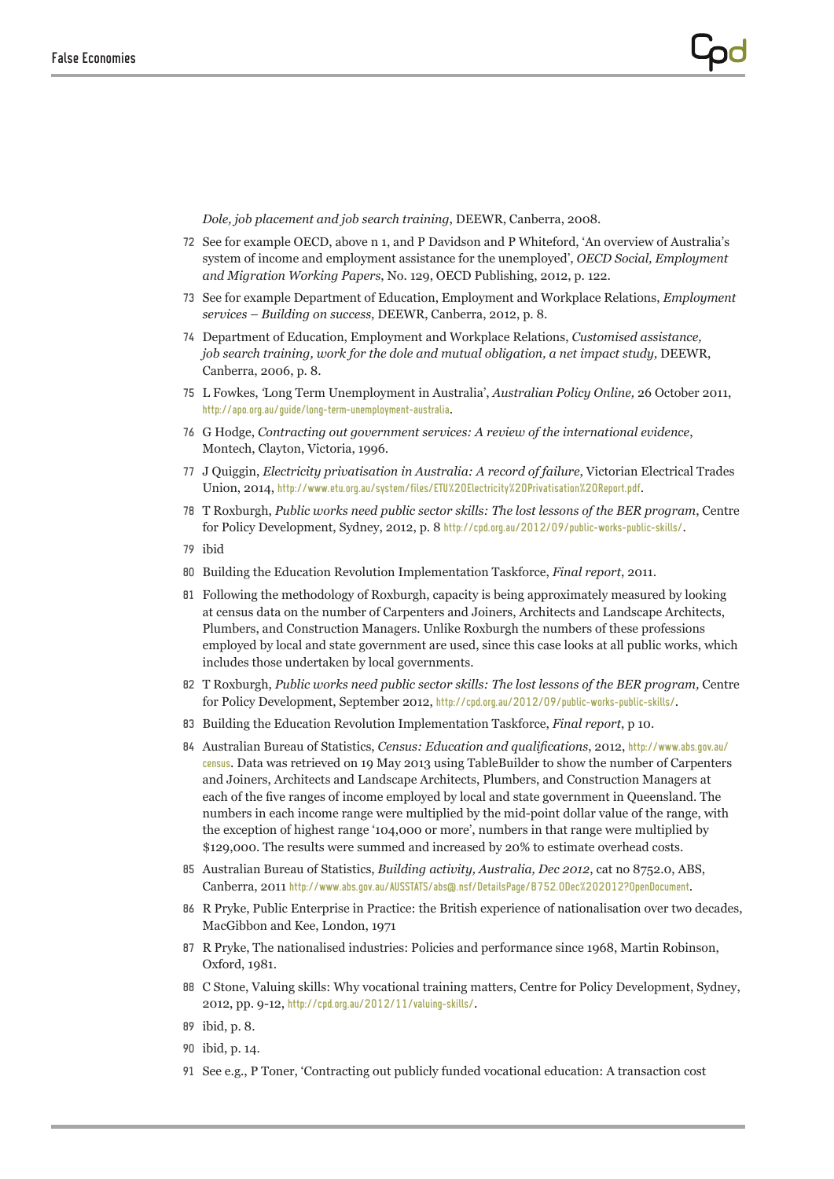*Dole, job placement and job search training*, DEEWR, Canberra, 2008.

72 See for example OECD, above n 1, and P Davidson and P Whiteford, 'An overview of Australia's system of income and employment assistance for the unemployed', *OECD Social, Employment and Migration Working Papers*, No. 129, OECD Publishing, 2012, p. 122.

73 See for example Department of Education, Employment and Workplace Relations, *Employment services – Building on success*, DEEWR, Canberra, 2012, p. 8.

74 Department of Education, Employment and Workplace Relations, *Customised assistance, job search training, work for the dole and mutual obligation, a net impact study,* DEEWR, Canberra, 2006, p. 8.

75 L Fowkes, 'Long Term Unemployment in Australia', *Australian Policy Online,* 26 October 2011, http://apo.org.au/guide/long-term-unemployment-australia.

76 G Hodge, *Contracting out government services: A review of the international evidence*, Montech, Clayton, Victoria, 1996.

77 J Quiggin, *Electricity privatisation in Australia: A record of failure*, Victorian Electrical Trades Union, 2014, http://www.etu.org.au/system/files/ETU%20Electricity%20Privatisation%20Report.pdf.

78 T Roxburgh, *Public works need public sector skills: The lost lessons of the BER program*, Centre for Policy Development, Sydney, 2012, p. 8 http://cpd.org.au/2012/09/public-works-public-skills/.

79 ibid

80 Building the Education Revolution Implementation Taskforce, *Final report*, 2011.

81 Following the methodology of Roxburgh, capacity is being approximately measured by looking at census data on the number of Carpenters and Joiners, Architects and Landscape Architects, Plumbers, and Construction Managers. Unlike Roxburgh the numbers of these professions employed by local and state government are used, since this case looks at all public works, which includes those undertaken by local governments.

82 T Roxburgh, *Public works need public sector skills: The lost lessons of the BER program,* Centre for Policy Development, September 2012, http://cpd.org.au/2012/09/public-works-public-skills/.

83 Building the Education Revolution Implementation Taskforce, *Final report*, p 10.

84 Australian Bureau of Statistics, *Census: Education and qualifications*, 2012, http://www.abs.gov.au/census. Data was retrieved on 19 May 2013 using TableBuilder to show the number of Carpenters and Joiners, Architects and Landscape Architects, Plumbers, and Construction Managers at each of the five ranges of income employed by local and state government in Queensland. The numbers in each income range were multiplied by the mid-point dollar value of the range, with the exception of highest range '104,000 or more', numbers in that range were multiplied by $129,000. The results were summed and increased by 20% to estimate overhead costs.

85 Australian Bureau of Statistics, *Building activity, Australia, Dec 2012*, cat no 8752.0, ABS, Canberra, 2011 http://www.abs.gov.au/AUSSTATS/abs@.nsf/DetailsPage/8752.0Dec%202012?OpenDocument.

86 R Pryke, Public Enterprise in Practice: the British experience of nationalisation over two decades, MacGibbon and Kee, London, 1971

87 R Pryke, The nationalised industries: Policies and performance since 1968, Martin Robinson, Oxford, 1981.

88 C Stone, Valuing skills: Why vocational training matters, Centre for Policy Development, Sydney, 2012, pp. 9-12, http://cpd.org.au/2012/11/valuing-skills/.

89 ibid, p. 8.

90 ibid, p. 14.

91 See e.g., P Toner, 'Contracting out publicly funded vocational education: A transaction cost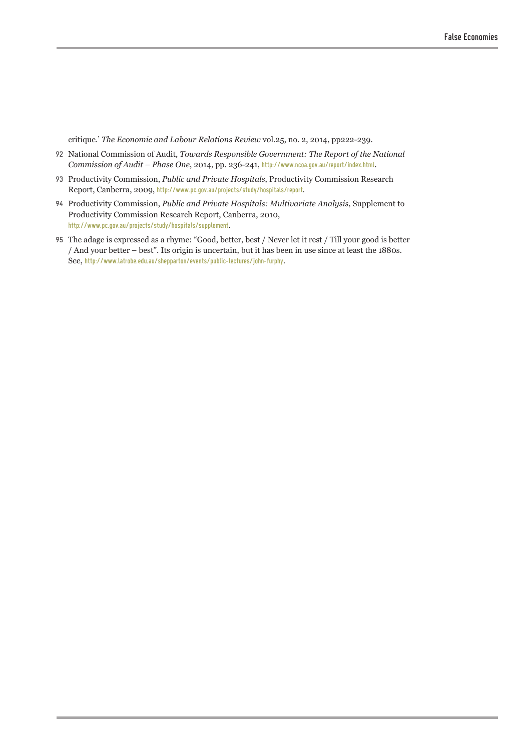critique.' *The Economic and Labour Relations Review* vol.25, no. 2, 2014, pp222-239.

92 National Commission of Audit, *Towards Responsible Government: The Report of the National Commission of Audit – Phase One*, 2014, pp. 236-241, http://www.ncoa.gov.au/report/index.html.

93 Productivity Commission, *Public and Private Hospitals*, Productivity Commission Research Report, Canberra, 2009, http://www.pc.gov.au/projects/study/hospitals/report.

94 Productivity Commission, *Public and Private Hospitals: Multivariate Analysis*, Supplement to Productivity Commission Research Report, Canberra, 2010, http://www.pc.gov.au/projects/study/hospitals/supplement.

95 The adage is expressed as a rhyme: "Good, better, best / Never let it rest / Till your good is better / And your better – best". Its origin is uncertain, but it has been in use since at least the 1880s. See, http://www.latrobe.edu.au/shepparton/events/public-lectures/john-furphy.